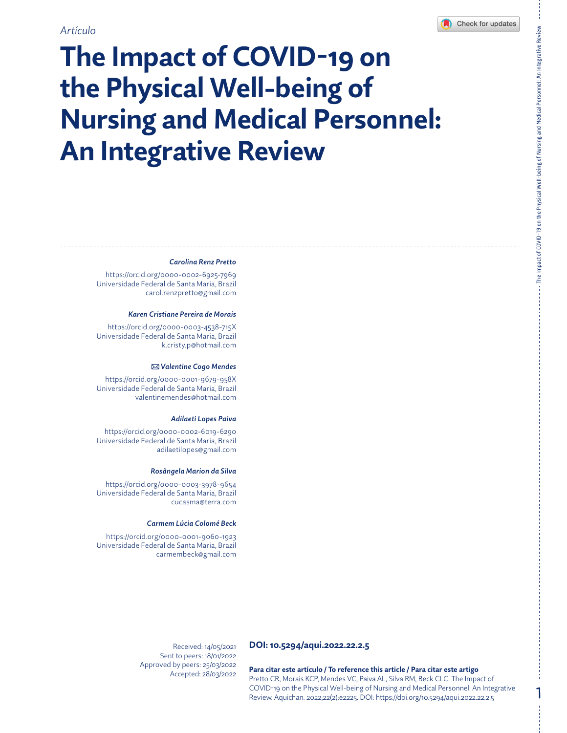*Artículo*

# The Impact of COVID-19 on the Physical Well-being of Nursing and Medical Personnel: An Integrative Review

***Carolina Renz Pretto***

https://orcid.org/0000-0002-6925-7969
Universidade Federal de Santa Maria, Brazil
carol.renzpretto@gmail.com

***Karen Cristiane Pereira de Morais***

https://orcid.org/0000-0003-4538-715X
Universidade Federal de Santa Maria, Brazil
k.cristy.p@hotmail.com

✉ ***Valentine Cogo Mendes***

https://orcid.org/0000-0001-9679-958X
Universidade Federal de Santa Maria, Brazil
valentinemendes@hotmail.com

***Adilaeti Lopes Paiva***

https://orcid.org/0000-0002-6019-6290
Universidade Federal de Santa Maria, Brazil
adilaetilopes@gmail.com

***Rosângela Marion da Silva***

https://orcid.org/0000-0003-3978-9654
Universidade Federal de Santa Maria, Brazil
cucasma@terra.com

***Carmem Lúcia Colomé Beck***

https://orcid.org/0000-0001-9060-1923
Universidade Federal de Santa Maria, Brazil
carmembeck@gmail.com

Received: 14/05/2021
Sent to peers: 18/01/2022
Approved by peers: 25/03/2022
Accepted: 28/03/2022

**DOI: 10.5294/aqui.2022.22.2.5**

**Para citar este artículo / To reference this article / Para citar este artigo**
Pretto CR, Morais KCP, Mendes VC, Paiva AL, Silva RM, Beck CLC. The Impact of COVID-19 on the Physical Well-being of Nursing and Medical Personnel: An Integrative Review. Aquichan. 2022;22(2):e2225. DOI: https://doi.org/10.5294/aqui.2022.22.2.5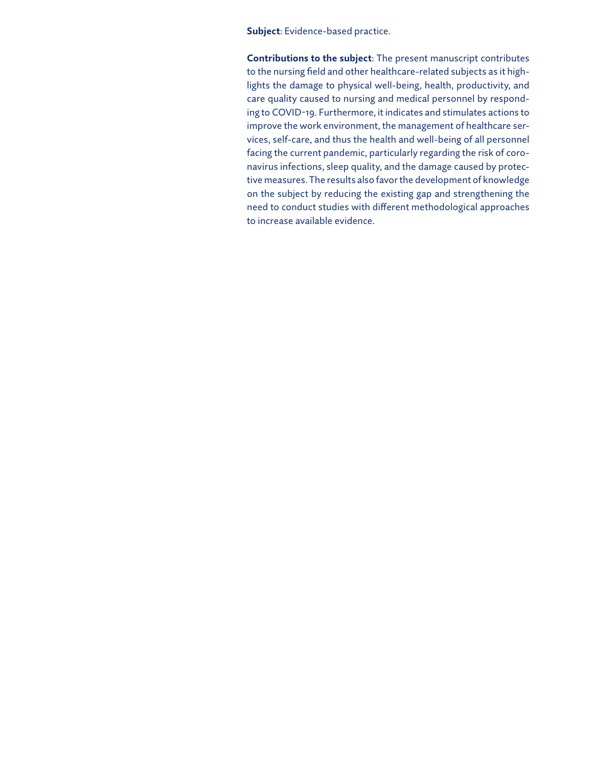**Subject**: Evidence-based practice.

**Contributions to the subject**: The present manuscript contributes to the nursing field and other healthcare-related subjects as it highlights the damage to physical well-being, health, productivity, and care quality caused to nursing and medical personnel by responding to COVID-19. Furthermore, it indicates and stimulates actions to improve the work environment, the management of healthcare services, self-care, and thus the health and well-being of all personnel facing the current pandemic, particularly regarding the risk of coronavirus infections, sleep quality, and the damage caused by protective measures. The results also favor the development of knowledge on the subject by reducing the existing gap and strengthening the need to conduct studies with different methodological approaches to increase available evidence.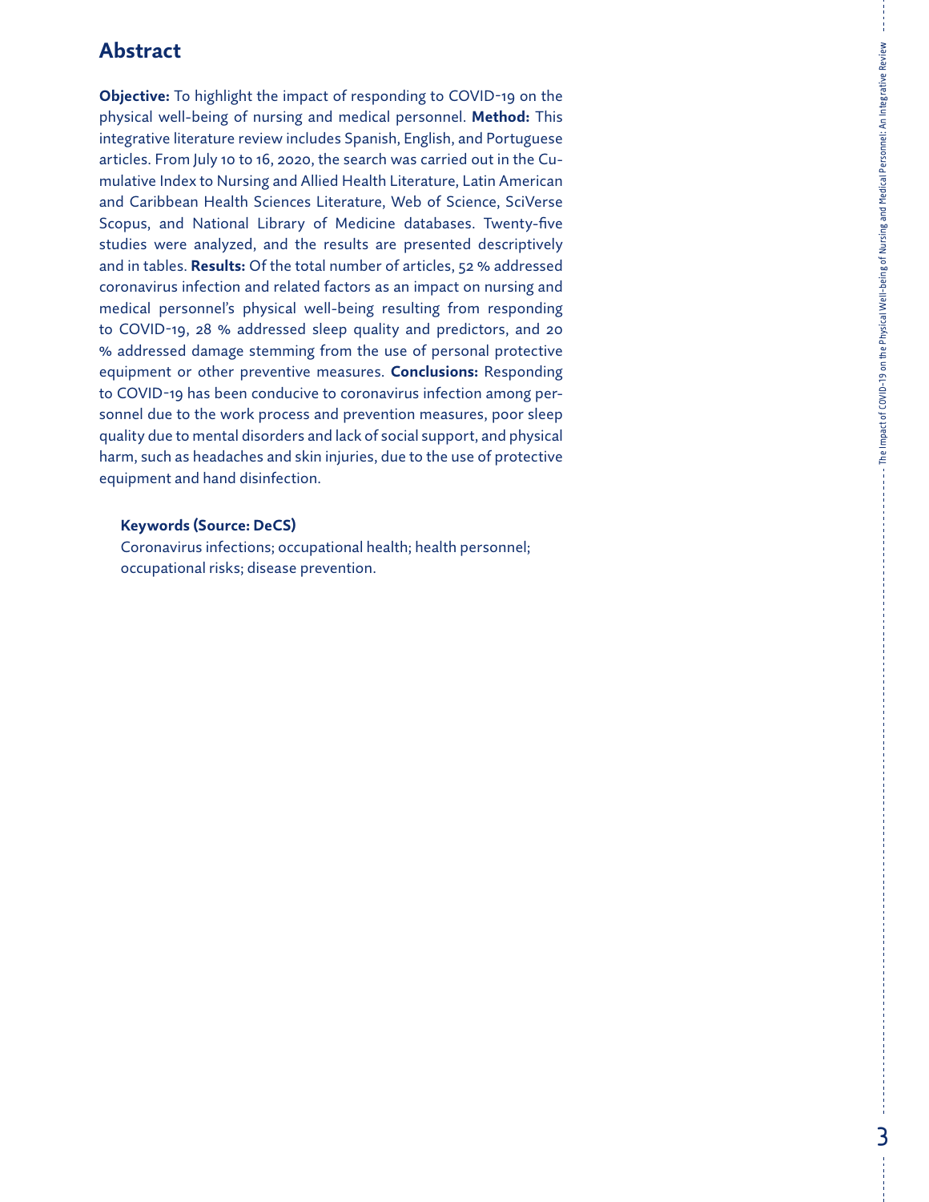## Abstract

**Objective:** To highlight the impact of responding to COVID-19 on the physical well-being of nursing and medical personnel. **Method:** This integrative literature review includes Spanish, English, and Portuguese articles. From July 10 to 16, 2020, the search was carried out in the Cumulative Index to Nursing and Allied Health Literature, Latin American and Caribbean Health Sciences Literature, Web of Science, SciVerse Scopus, and National Library of Medicine databases. Twenty-five studies were analyzed, and the results are presented descriptively and in tables. **Results:** Of the total number of articles, 52 % addressed coronavirus infection and related factors as an impact on nursing and medical personnel's physical well-being resulting from responding to COVID-19, 28 % addressed sleep quality and predictors, and 20 % addressed damage stemming from the use of personal protective equipment or other preventive measures. **Conclusions:** Responding to COVID-19 has been conducive to coronavirus infection among personnel due to the work process and prevention measures, poor sleep quality due to mental disorders and lack of social support, and physical harm, such as headaches and skin injuries, due to the use of protective equipment and hand disinfection.

**Keywords (Source: DeCS)**

Coronavirus infections; occupational health; health personnel; occupational risks; disease prevention.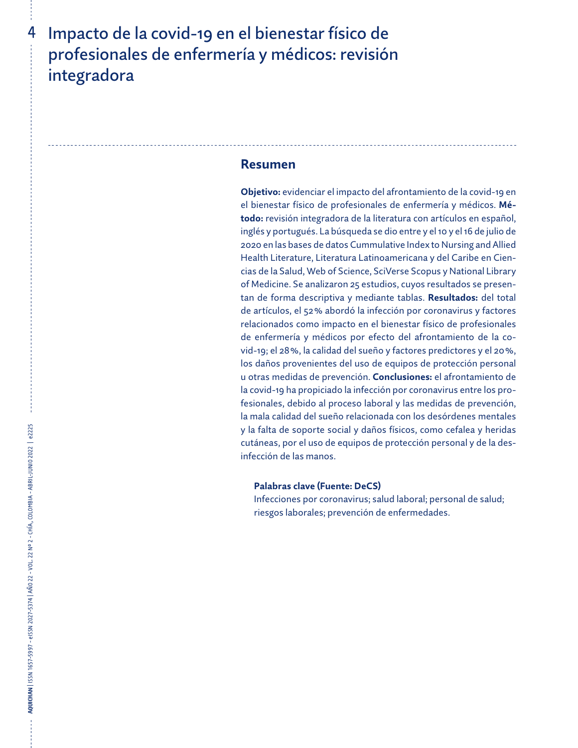# Impacto de la covid-19 en el bienestar físico de profesionales de enfermería y médicos: revisión integradora

## Resumen

**Objetivo:** evidenciar el impacto del afrontamiento de la covid-19 en el bienestar físico de profesionales de enfermería y médicos. **Método:** revisión integradora de la literatura con artículos en español, inglés y portugués. La búsqueda se dio entre y el 10 y el 16 de julio de 2020 en las bases de datos Cummulative Index to Nursing and Allied Health Literature, Literatura Latinoamericana y del Caribe en Ciencias de la Salud, Web of Science, SciVerse Scopus y National Library of Medicine. Se analizaron 25 estudios, cuyos resultados se presentan de forma descriptiva y mediante tablas. **Resultados:** del total de artículos, el 52% abordó la infección por coronavirus y factores relacionados como impacto en el bienestar físico de profesionales de enfermería y médicos por efecto del afrontamiento de la covid-19; el 28%, la calidad del sueño y factores predictores y el 20%, los daños provenientes del uso de equipos de protección personal u otras medidas de prevención. **Conclusiones:** el afrontamiento de la covid-19 ha propiciado la infección por coronavirus entre los profesionales, debido al proceso laboral y las medidas de prevención, la mala calidad del sueño relacionada con los desórdenes mentales y la falta de soporte social y daños físicos, como cefalea y heridas cutáneas, por el uso de equipos de protección personal y de la desinfección de las manos.

**Palabras clave (Fuente: DeCS)**

Infecciones por coronavirus; salud laboral; personal de salud; riesgos laborales; prevención de enfermedades.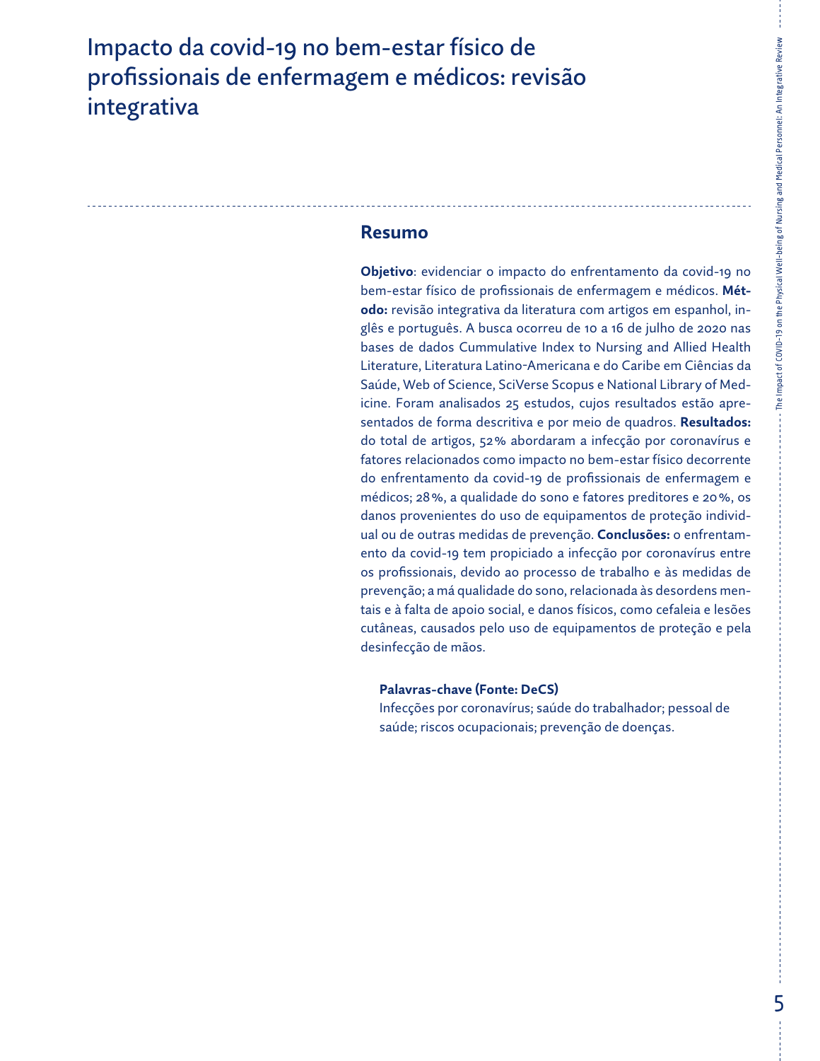# Impacto da covid-19 no bem-estar físico de profissionais de enfermagem e médicos: revisão integrativa

## Resumo

**Objetivo**: evidenciar o impacto do enfrentamento da covid-19 no bem-estar físico de profissionais de enfermagem e médicos. **Método:** revisão integrativa da literatura com artigos em espanhol, inglês e português. A busca ocorreu de 10 a 16 de julho de 2020 nas bases de dados Cummulative Index to Nursing and Allied Health Literature, Literatura Latino-Americana e do Caribe em Ciências da Saúde, Web of Science, SciVerse Scopus e National Library of Medicine. Foram analisados 25 estudos, cujos resultados estão apresentados de forma descritiva e por meio de quadros. **Resultados:** do total de artigos, 52% abordaram a infecção por coronavírus e fatores relacionados como impacto no bem-estar físico decorrente do enfrentamento da covid-19 de profissionais de enfermagem e médicos; 28%, a qualidade do sono e fatores preditores e 20%, os danos provenientes do uso de equipamentos de proteção individual ou de outras medidas de prevenção. **Conclusões:** o enfrentamento da covid-19 tem propiciado a infecção por coronavírus entre os profissionais, devido ao processo de trabalho e às medidas de prevenção; a má qualidade do sono, relacionada às desordens mentais e à falta de apoio social, e danos físicos, como cefaleia e lesões cutâneas, causados pelo uso de equipamentos de proteção e pela desinfecção de mãos.

**Palavras-chave (Fonte: DeCS)**

Infecções por coronavírus; saúde do trabalhador; pessoal de saúde; riscos ocupacionais; prevenção de doenças.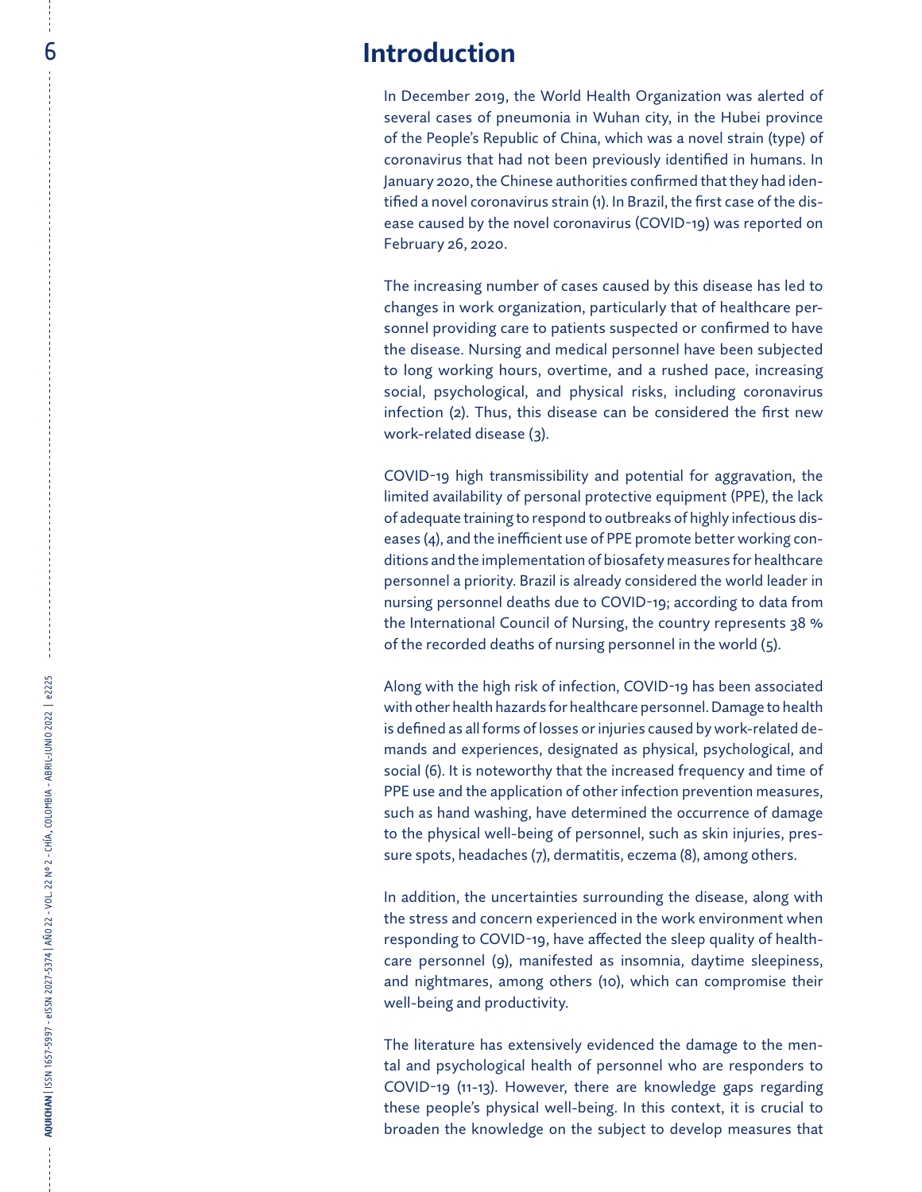## Introduction

In December 2019, the World Health Organization was alerted of several cases of pneumonia in Wuhan city, in the Hubei province of the People's Republic of China, which was a novel strain (type) of coronavirus that had not been previously identified in humans. In January 2020, the Chinese authorities confirmed that they had identified a novel coronavirus strain (1). In Brazil, the first case of the disease caused by the novel coronavirus (COVID-19) was reported on February 26, 2020.

The increasing number of cases caused by this disease has led to changes in work organization, particularly that of healthcare personnel providing care to patients suspected or confirmed to have the disease. Nursing and medical personnel have been subjected to long working hours, overtime, and a rushed pace, increasing social, psychological, and physical risks, including coronavirus infection (2). Thus, this disease can be considered the first new work-related disease (3).

COVID-19 high transmissibility and potential for aggravation, the limited availability of personal protective equipment (PPE), the lack of adequate training to respond to outbreaks of highly infectious diseases (4), and the inefficient use of PPE promote better working conditions and the implementation of biosafety measures for healthcare personnel a priority. Brazil is already considered the world leader in nursing personnel deaths due to COVID-19; according to data from the International Council of Nursing, the country represents 38 % of the recorded deaths of nursing personnel in the world (5).

Along with the high risk of infection, COVID-19 has been associated with other health hazards for healthcare personnel. Damage to health is defined as all forms of losses or injuries caused by work-related demands and experiences, designated as physical, psychological, and social (6). It is noteworthy that the increased frequency and time of PPE use and the application of other infection prevention measures, such as hand washing, have determined the occurrence of damage to the physical well-being of personnel, such as skin injuries, pressure spots, headaches (7), dermatitis, eczema (8), among others.

In addition, the uncertainties surrounding the disease, along with the stress and concern experienced in the work environment when responding to COVID-19, have affected the sleep quality of healthcare personnel (9), manifested as insomnia, daytime sleepiness, and nightmares, among others (10), which can compromise their well-being and productivity.

The literature has extensively evidenced the damage to the mental and psychological health of personnel who are responders to COVID-19 (11-13). However, there are knowledge gaps regarding these people's physical well-being. In this context, it is crucial to broaden the knowledge on the subject to develop measures that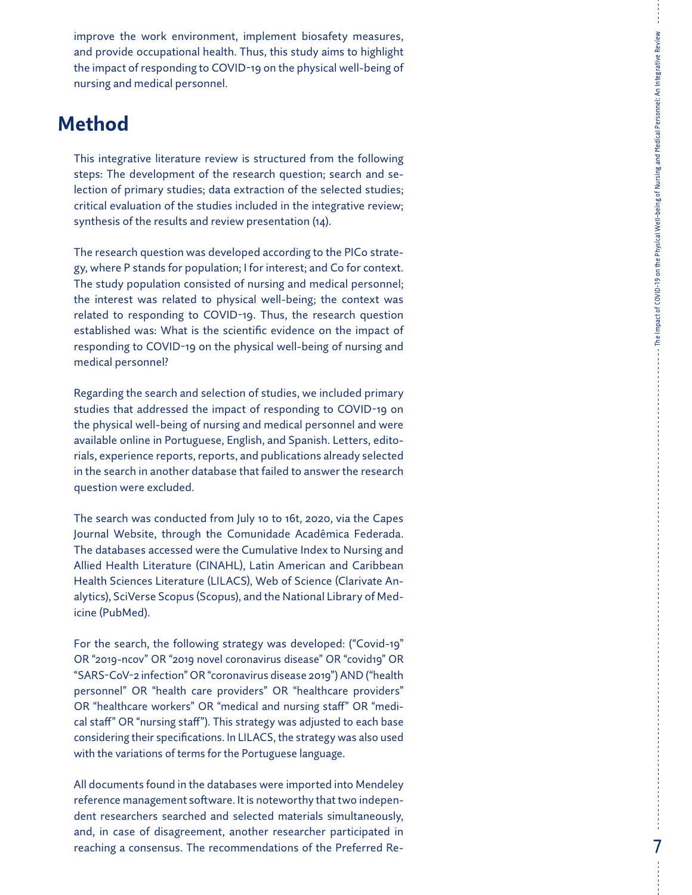improve the work environment, implement biosafety measures, and provide occupational health. Thus, this study aims to highlight the impact of responding to COVID-19 on the physical well-being of nursing and medical personnel.

## Method

This integrative literature review is structured from the following steps: The development of the research question; search and selection of primary studies; data extraction of the selected studies; critical evaluation of the studies included in the integrative review; synthesis of the results and review presentation (14).

The research question was developed according to the PICo strategy, where P stands for population; I for interest; and Co for context. The study population consisted of nursing and medical personnel; the interest was related to physical well-being; the context was related to responding to COVID-19. Thus, the research question established was: What is the scientific evidence on the impact of responding to COVID-19 on the physical well-being of nursing and medical personnel?

Regarding the search and selection of studies, we included primary studies that addressed the impact of responding to COVID-19 on the physical well-being of nursing and medical personnel and were available online in Portuguese, English, and Spanish. Letters, editorials, experience reports, reports, and publications already selected in the search in another database that failed to answer the research question were excluded.

The search was conducted from July 10 to 16t, 2020, via the Capes Journal Website, through the Comunidade Acadêmica Federada. The databases accessed were the Cumulative Index to Nursing and Allied Health Literature (CINAHL), Latin American and Caribbean Health Sciences Literature (LILACS), Web of Science (Clarivate Analytics), SciVerse Scopus (Scopus), and the National Library of Medicine (PubMed).

For the search, the following strategy was developed: ("Covid-19" OR "2019-ncov" OR "2019 novel coronavirus disease" OR "covid19" OR "SARS-CoV-2 infection" OR "coronavirus disease 2019") AND ("health personnel" OR "health care providers" OR "healthcare providers" OR "healthcare workers" OR "medical and nursing staff" OR "medical staff" OR "nursing staff"). This strategy was adjusted to each base considering their specifications. In LILACS, the strategy was also used with the variations of terms for the Portuguese language.

All documents found in the databases were imported into Mendeley reference management software. It is noteworthy that two independent researchers searched and selected materials simultaneously, and, in case of disagreement, another researcher participated in reaching a consensus. The recommendations of the Preferred Re-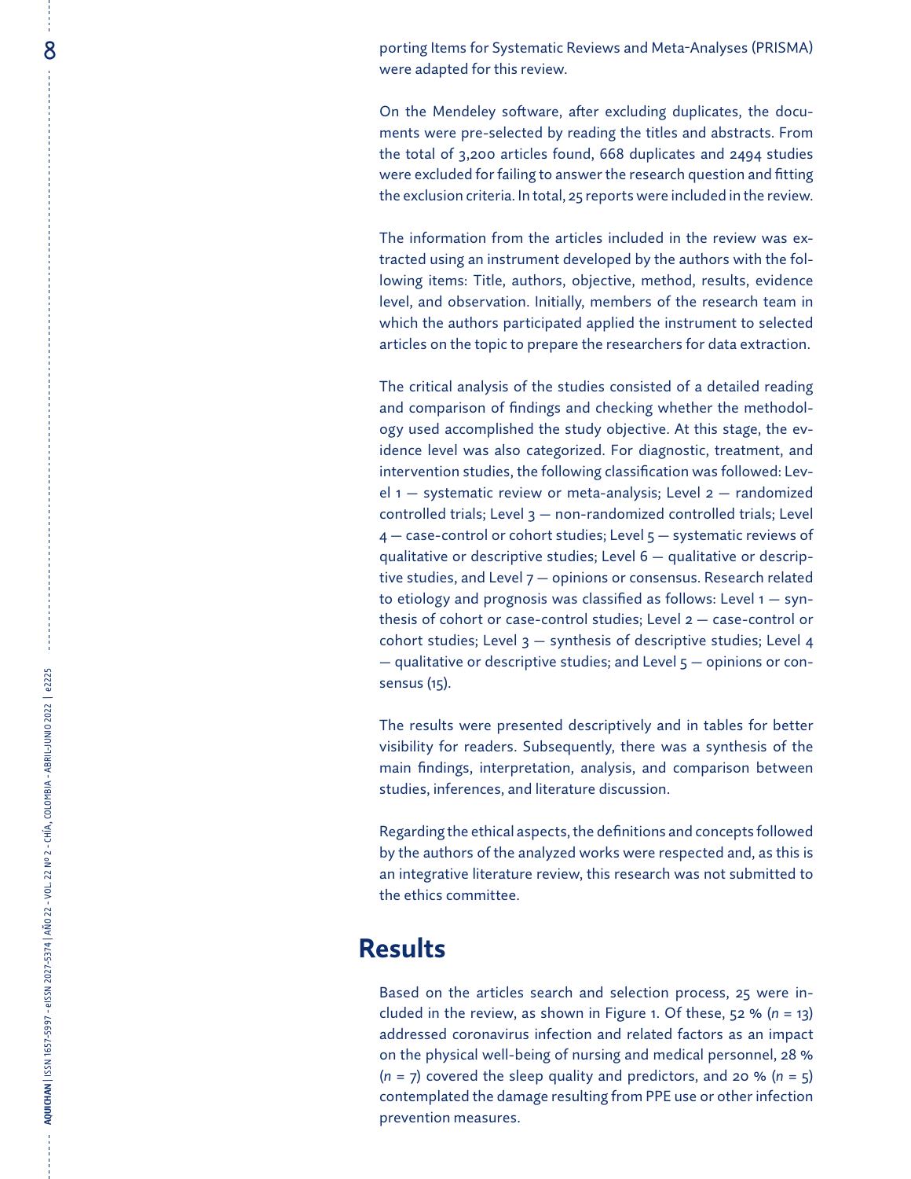porting Items for Systematic Reviews and Meta-Analyses (PRISMA) were adapted for this review.

On the Mendeley software, after excluding duplicates, the documents were pre-selected by reading the titles and abstracts. From the total of 3,200 articles found, 668 duplicates and 2494 studies were excluded for failing to answer the research question and fitting the exclusion criteria. In total, 25 reports were included in the review.

The information from the articles included in the review was extracted using an instrument developed by the authors with the following items: Title, authors, objective, method, results, evidence level, and observation. Initially, members of the research team in which the authors participated applied the instrument to selected articles on the topic to prepare the researchers for data extraction.

The critical analysis of the studies consisted of a detailed reading and comparison of findings and checking whether the methodology used accomplished the study objective. At this stage, the evidence level was also categorized. For diagnostic, treatment, and intervention studies, the following classification was followed: Level 1 — systematic review or meta-analysis; Level 2 — randomized controlled trials; Level 3 — non-randomized controlled trials; Level 4 — case-control or cohort studies; Level 5 — systematic reviews of qualitative or descriptive studies; Level 6 — qualitative or descriptive studies, and Level 7 — opinions or consensus. Research related to etiology and prognosis was classified as follows: Level 1 — synthesis of cohort or case-control studies; Level 2 — case-control or cohort studies; Level 3 — synthesis of descriptive studies; Level 4 — qualitative or descriptive studies; and Level 5 — opinions or consensus (15).

The results were presented descriptively and in tables for better visibility for readers. Subsequently, there was a synthesis of the main findings, interpretation, analysis, and comparison between studies, inferences, and literature discussion.

Regarding the ethical aspects, the definitions and concepts followed by the authors of the analyzed works were respected and, as this is an integrative literature review, this research was not submitted to the ethics committee.

## Results

Based on the articles search and selection process, 25 were included in the review, as shown in Figure 1. Of these, 52 % (*n* = 13) addressed coronavirus infection and related factors as an impact on the physical well-being of nursing and medical personnel, 28 % (*n* = 7) covered the sleep quality and predictors, and 20 % (*n* = 5) contemplated the damage resulting from PPE use or other infection prevention measures.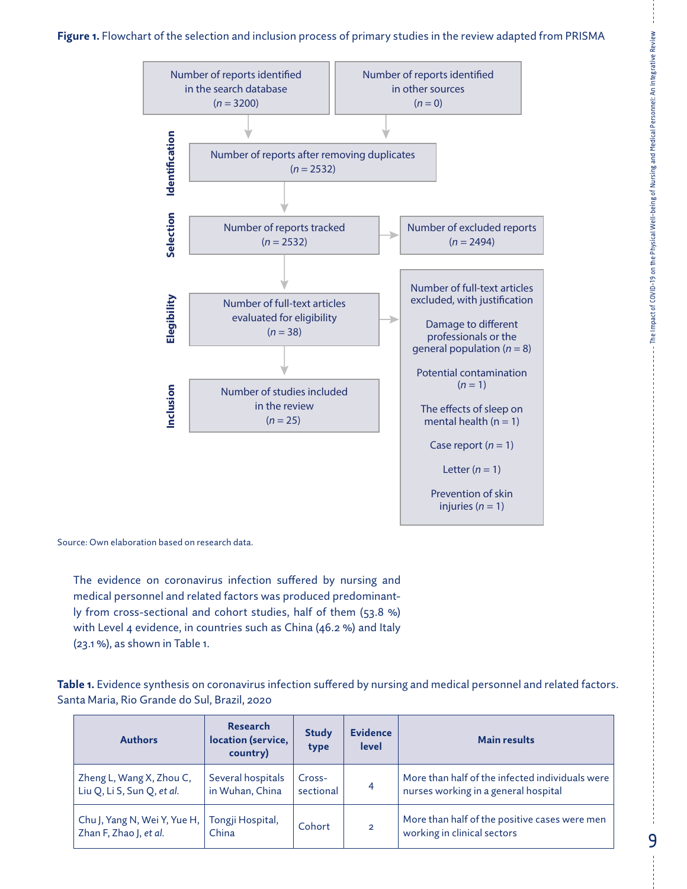**Figure 1.** Flowchart of the selection and inclusion process of primary studies in the review adapted from PRISMA

**Identification**

Number of reports identified in the search database ($n$ = 3200)

Number of reports identified in other sources ($n$ = 0)

Number of reports after removing duplicates ($n$ = 2532)

**Selection**

Number of reports tracked ($n$ = 2532)

Number of excluded reports ($n$ = 2494)

**Elegibility**

Number of full-text articles evaluated for eligibility ($n$ = 38)

Number of full-text articles excluded, with justification

Damage to different professionals or the general population ($n$ = 8)

Potential contamination ($n$ = 1)

The effects of sleep on mental health (n = 1)

Case report ($n$ = 1)

Letter ($n$ = 1)

Prevention of skin injuries ($n$ = 1)

**Inclusion**

Number of studies included in the review ($n$ = 25)

Source: Own elaboration based on research data.

The evidence on coronavirus infection suffered by nursing and medical personnel and related factors was produced predominantly from cross-sectional and cohort studies, half of them (53.8 %) with Level 4 evidence, in countries such as China (46.2 %) and Italy (23.1 %), as shown in Table 1.

**Table 1.** Evidence synthesis on coronavirus infection suffered by nursing and medical personnel and related factors. Santa Maria, Rio Grande do Sul, Brazil, 2020

| Authors | Research location (service, country) | Study type | Evidence level | Main results |
|---|---|---|---|---|
| Zheng L, Wang X, Zhou C, Liu Q, Li S, Sun Q, *et al.* | Several hospitals in Wuhan, China | Cross-sectional | 4 | More than half of the infected individuals were nurses working in a general hospital |
| Chu J, Yang N, Wei Y, Yue H, Zhan F, Zhao J, *et al.* | Tongji Hospital, China | Cohort | 2 | More than half of the positive cases were men working in clinical sectors |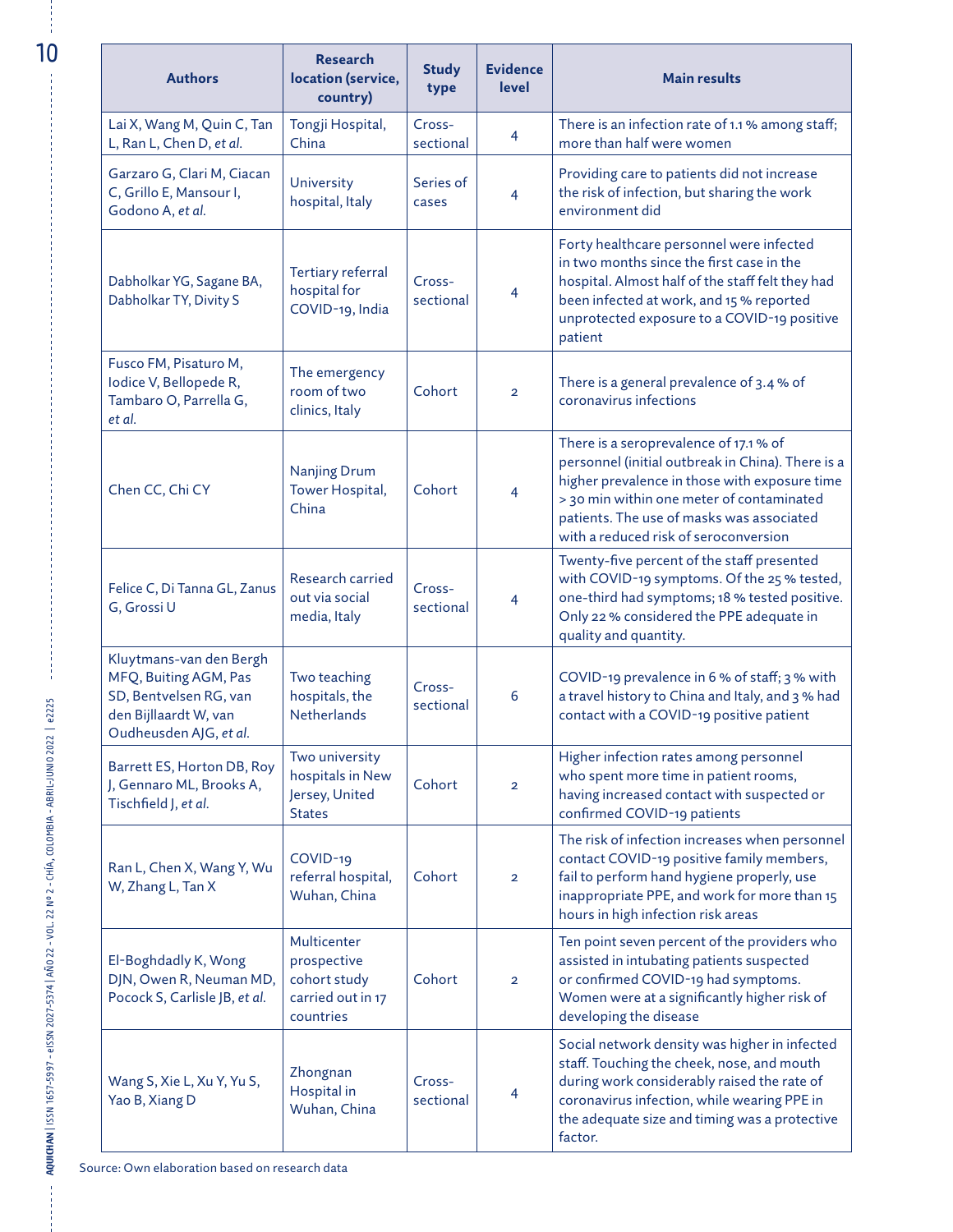| Authors | Research location (service, country) | Study type | Evidence level | Main results |
|---|---|---|---|---|
| Lai X, Wang M, Quin C, Tan L, Ran L, Chen D, *et al.* | Tongji Hospital, China | Cross-sectional | 4 | There is an infection rate of 1.1 % among staff; more than half were women |
| Garzaro G, Clari M, Ciacan C, Grillo E, Mansour I, Godono A, *et al.* | University hospital, Italy | Series of cases | 4 | Providing care to patients did not increase the risk of infection, but sharing the work environment did |
| Dabholkar YG, Sagane BA, Dabholkar TY, Divity S | Tertiary referral hospital for COVID-19, India | Cross-sectional | 4 | Forty healthcare personnel were infected in two months since the first case in the hospital. Almost half of the staff felt they had been infected at work, and 15 % reported unprotected exposure to a COVID-19 positive patient |
| Fusco FM, Pisaturo M, Iodice V, Bellopede R, Tambaro O, Parrella G, *et al.* | The emergency room of two clinics, Italy | Cohort | 2 | There is a general prevalence of 3.4 % of coronavirus infections |
| Chen CC, Chi CY | Nanjing Drum Tower Hospital, China | Cohort | 4 | There is a seroprevalence of 17.1 % of personnel (initial outbreak in China). There is a higher prevalence in those with exposure time > 30 min within one meter of contaminated patients. The use of masks was associated with a reduced risk of seroconversion |
| Felice C, Di Tanna GL, Zanus G, Grossi U | Research carried out via social media, Italy | Cross-sectional | 4 | Twenty-five percent of the staff presented with COVID-19 symptoms. Of the 25 % tested, one-third had symptoms; 18 % tested positive. Only 22 % considered the PPE adequate in quality and quantity. |
| Kluytmans-van den Bergh MFQ, Buiting AGM, Pas SD, Bentvelsen RG, van den Bijllaardt W, van Oudheusden AJG, *et al.* | Two teaching hospitals, the Netherlands | Cross-sectional | 6 | COVID-19 prevalence in 6 % of staff; 3 % with a travel history to China and Italy, and 3 % had contact with a COVID-19 positive patient |
| Barrett ES, Horton DB, Roy J, Gennaro ML, Brooks A, Tischfield J, *et al.* | Two university hospitals in New Jersey, United States | Cohort | 2 | Higher infection rates among personnel who spent more time in patient rooms, having increased contact with suspected or confirmed COVID-19 patients |
| Ran L, Chen X, Wang Y, Wu W, Zhang L, Tan X | COVID-19 referral hospital, Wuhan, China | Cohort | 2 | The risk of infection increases when personnel contact COVID-19 positive family members, fail to perform hand hygiene properly, use inappropriate PPE, and work for more than 15 hours in high infection risk areas |
| El-Boghdadly K, Wong DJN, Owen R, Neuman MD, Pocock S, Carlisle JB, *et al.* | Multicenter prospective cohort study carried out in 17 countries | Cohort | 2 | Ten point seven percent of the providers who assisted in intubating patients suspected or confirmed COVID-19 had symptoms. Women were at a significantly higher risk of developing the disease |
| Wang S, Xie L, Xu Y, Yu S, Yao B, Xiang D | Zhongnan Hospital in Wuhan, China | Cross-sectional | 4 | Social network density was higher in infected staff. Touching the cheek, nose, and mouth during work considerably raised the rate of coronavirus infection, while wearing PPE in the adequate size and timing was a protective factor. |

Source: Own elaboration based on research data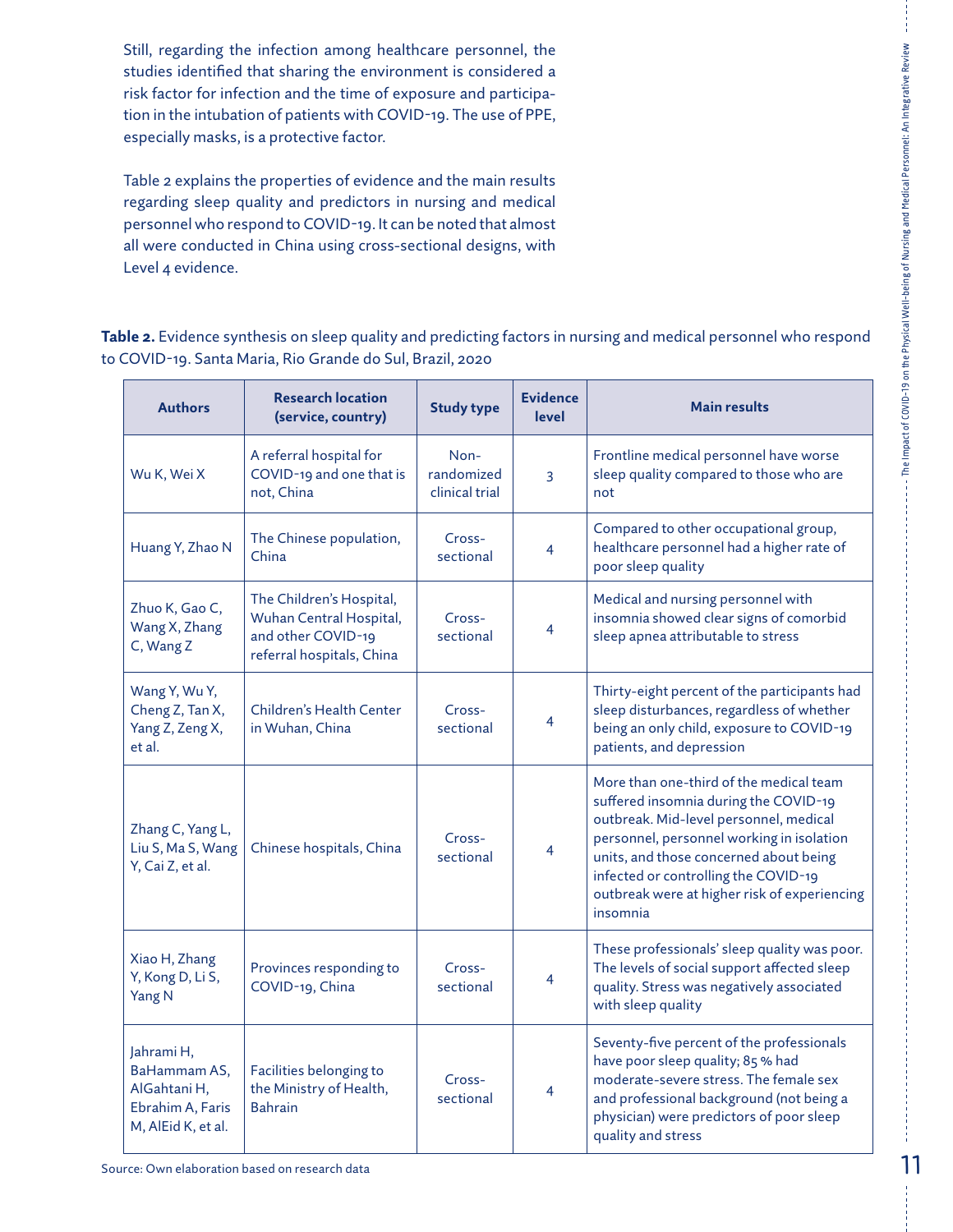Still, regarding the infection among healthcare personnel, the studies identified that sharing the environment is considered a risk factor for infection and the time of exposure and participation in the intubation of patients with COVID-19. The use of PPE, especially masks, is a protective factor.

Table 2 explains the properties of evidence and the main results regarding sleep quality and predictors in nursing and medical personnel who respond to COVID-19. It can be noted that almost all were conducted in China using cross-sectional designs, with Level 4 evidence.

**Table 2.** Evidence synthesis on sleep quality and predicting factors in nursing and medical personnel who respond to COVID-19. Santa Maria, Rio Grande do Sul, Brazil, 2020

| Authors | Research location (service, country) | Study type | Evidence level | Main results |
|---|---|---|---|---|
| Wu K, Wei X | A referral hospital for COVID-19 and one that is not, China | Non-randomized clinical trial | 3 | Frontline medical personnel have worse sleep quality compared to those who are not |
| Huang Y, Zhao N | The Chinese population, China | Cross-sectional | 4 | Compared to other occupational group, healthcare personnel had a higher rate of poor sleep quality |
| Zhuo K, Gao C, Wang X, Zhang C, Wang Z | The Children's Hospital, Wuhan Central Hospital, and other COVID-19 referral hospitals, China | Cross-sectional | 4 | Medical and nursing personnel with insomnia showed clear signs of comorbid sleep apnea attributable to stress |
| Wang Y, Wu Y, Cheng Z, Tan X, Yang Z, Zeng X, et al. | Children's Health Center in Wuhan, China | Cross-sectional | 4 | Thirty-eight percent of the participants had sleep disturbances, regardless of whether being an only child, exposure to COVID-19 patients, and depression |
| Zhang C, Yang L, Liu S, Ma S, Wang Y, Cai Z, et al. | Chinese hospitals, China | Cross-sectional | 4 | More than one-third of the medical team suffered insomnia during the COVID-19 outbreak. Mid-level personnel, medical personnel, personnel working in isolation units, and those concerned about being infected or controlling the COVID-19 outbreak were at higher risk of experiencing insomnia |
| Xiao H, Zhang Y, Kong D, Li S, Yang N | Provinces responding to COVID-19, China | Cross-sectional | 4 | These professionals' sleep quality was poor. The levels of social support affected sleep quality. Stress was negatively associated with sleep quality |
| Jahrami H, BaHammam AS, AlGahtani H, Ebrahim A, Faris M, AlEid K, et al. | Facilities belonging to the Ministry of Health, Bahrain | Cross-sectional | 4 | Seventy-five percent of the professionals have poor sleep quality; 85 % had moderate-severe stress. The female sex and professional background (not being a physician) were predictors of poor sleep quality and stress |

Source: Own elaboration based on research data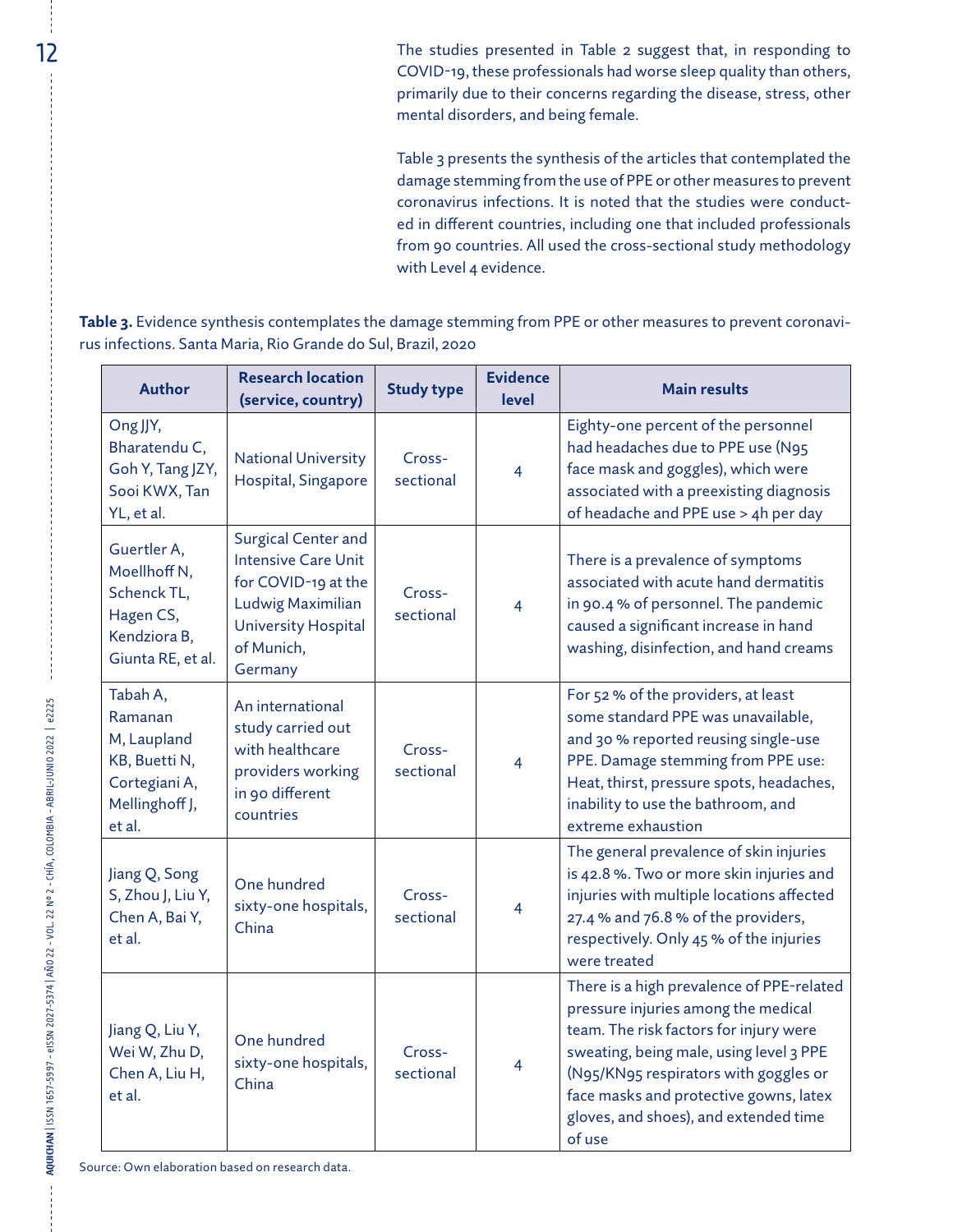The studies presented in Table 2 suggest that, in responding to COVID-19, these professionals had worse sleep quality than others, primarily due to their concerns regarding the disease, stress, other mental disorders, and being female.

Table 3 presents the synthesis of the articles that contemplated the damage stemming from the use of PPE or other measures to prevent coronavirus infections. It is noted that the studies were conducted in different countries, including one that included professionals from 90 countries. All used the cross-sectional study methodology with Level 4 evidence.

**Table 3.** Evidence synthesis contemplates the damage stemming from PPE or other measures to prevent coronavirus infections. Santa Maria, Rio Grande do Sul, Brazil, 2020

| Author | Research location (service, country) | Study type | Evidence level | Main results |
|---|---|---|---|---|
| Ong JJY, Bharatendu C, Goh Y, Tang JZY, Sooi KWX, Tan YL, et al. | National University Hospital, Singapore | Cross-sectional | 4 | Eighty-one percent of the personnel had headaches due to PPE use (N95 face mask and goggles), which were associated with a preexisting diagnosis of headache and PPE use > 4h per day |
| Guertler A, Moellhoff N, Schenck TL, Hagen CS, Kendziora B, Giunta RE, et al. | Surgical Center and Intensive Care Unit for COVID-19 at the Ludwig Maximilian University Hospital of Munich, Germany | Cross-sectional | 4 | There is a prevalence of symptoms associated with acute hand dermatitis in 90.4 % of personnel. The pandemic caused a significant increase in hand washing, disinfection, and hand creams |
| Tabah A, Ramanan M, Laupland KB, Buetti N, Cortegiani A, Mellinghoff J, et al. | An international study carried out with healthcare providers working in 90 different countries | Cross-sectional | 4 | For 52 % of the providers, at least some standard PPE was unavailable, and 30 % reported reusing single-use PPE. Damage stemming from PPE use: Heat, thirst, pressure spots, headaches, inability to use the bathroom, and extreme exhaustion |
| Jiang Q, Song S, Zhou J, Liu Y, Chen A, Bai Y, et al. | One hundred sixty-one hospitals, China | Cross-sectional | 4 | The general prevalence of skin injuries is 42.8 %. Two or more skin injuries and injuries with multiple locations affected 27.4 % and 76.8 % of the providers, respectively. Only 45 % of the injuries were treated |
| Jiang Q, Liu Y, Wei W, Zhu D, Chen A, Liu H, et al. | One hundred sixty-one hospitals, China | Cross-sectional | 4 | There is a high prevalence of PPE-related pressure injuries among the medical team. The risk factors for injury were sweating, being male, using level 3 PPE (N95/KN95 respirators with goggles or face masks and protective gowns, latex gloves, and shoes), and extended time of use |

Source: Own elaboration based on research data.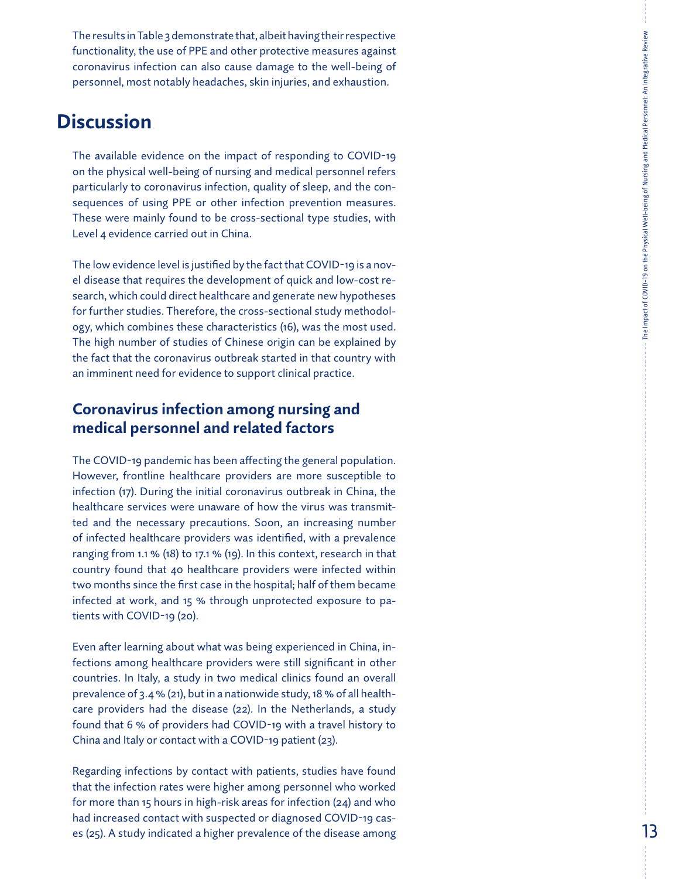The results in Table 3 demonstrate that, albeit having their respective functionality, the use of PPE and other protective measures against coronavirus infection can also cause damage to the well-being of personnel, most notably headaches, skin injuries, and exhaustion.

# Discussion

The available evidence on the impact of responding to COVID-19 on the physical well-being of nursing and medical personnel refers particularly to coronavirus infection, quality of sleep, and the consequences of using PPE or other infection prevention measures. These were mainly found to be cross-sectional type studies, with Level 4 evidence carried out in China.

The low evidence level is justified by the fact that COVID-19 is a novel disease that requires the development of quick and low-cost research, which could direct healthcare and generate new hypotheses for further studies. Therefore, the cross-sectional study methodology, which combines these characteristics (16), was the most used. The high number of studies of Chinese origin can be explained by the fact that the coronavirus outbreak started in that country with an imminent need for evidence to support clinical practice.

## Coronavirus infection among nursing and medical personnel and related factors

The COVID-19 pandemic has been affecting the general population. However, frontline healthcare providers are more susceptible to infection (17). During the initial coronavirus outbreak in China, the healthcare services were unaware of how the virus was transmitted and the necessary precautions. Soon, an increasing number of infected healthcare providers was identified, with a prevalence ranging from 1.1 % (18) to 17.1 % (19). In this context, research in that country found that 40 healthcare providers were infected within two months since the first case in the hospital; half of them became infected at work, and 15 % through unprotected exposure to patients with COVID-19 (20).

Even after learning about what was being experienced in China, infections among healthcare providers were still significant in other countries. In Italy, a study in two medical clinics found an overall prevalence of 3.4 % (21), but in a nationwide study, 18 % of all healthcare providers had the disease (22). In the Netherlands, a study found that 6 % of providers had COVID-19 with a travel history to China and Italy or contact with a COVID-19 patient (23).

Regarding infections by contact with patients, studies have found that the infection rates were higher among personnel who worked for more than 15 hours in high-risk areas for infection (24) and who had increased contact with suspected or diagnosed COVID-19 cases (25). A study indicated a higher prevalence of the disease among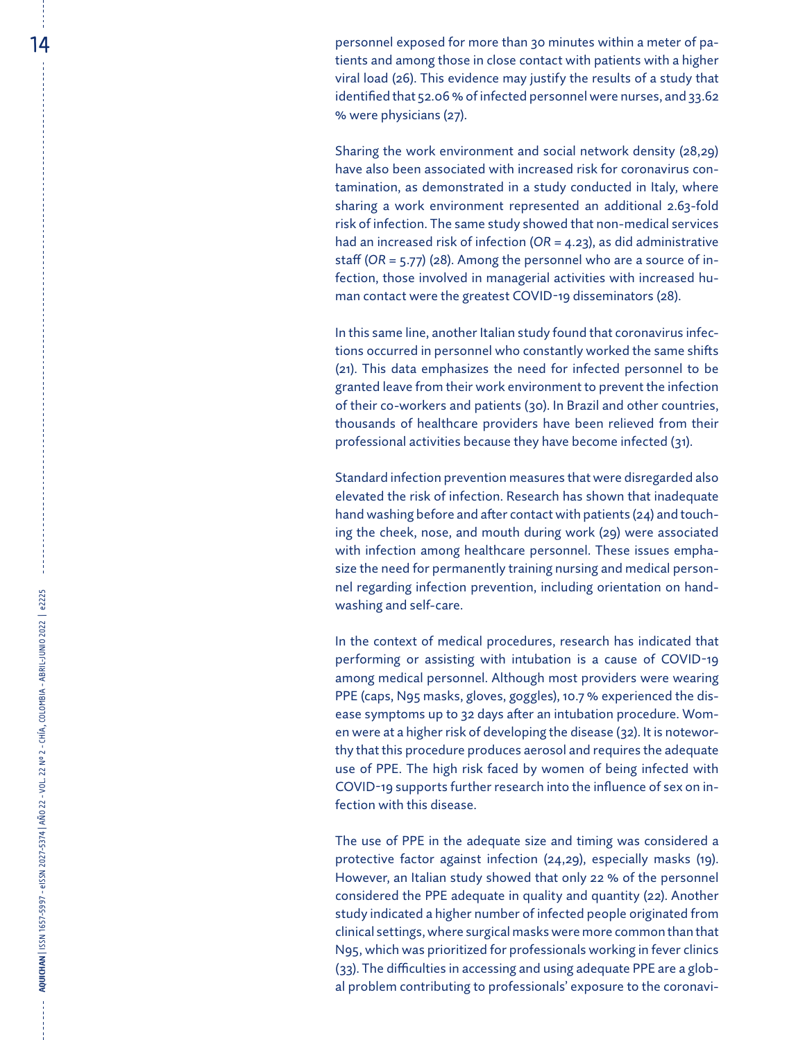personnel exposed for more than 30 minutes within a meter of patients and among those in close contact with patients with a higher viral load (26). This evidence may justify the results of a study that identified that 52.06 % of infected personnel were nurses, and 33.62 % were physicians (27).

Sharing the work environment and social network density (28,29) have also been associated with increased risk for coronavirus contamination, as demonstrated in a study conducted in Italy, where sharing a work environment represented an additional 2.63-fold risk of infection. The same study showed that non-medical services had an increased risk of infection (*OR* = 4.23), as did administrative staff (*OR* = 5.77) (28). Among the personnel who are a source of infection, those involved in managerial activities with increased human contact were the greatest COVID-19 disseminators (28).

In this same line, another Italian study found that coronavirus infections occurred in personnel who constantly worked the same shifts (21). This data emphasizes the need for infected personnel to be granted leave from their work environment to prevent the infection of their co-workers and patients (30). In Brazil and other countries, thousands of healthcare providers have been relieved from their professional activities because they have become infected (31).

Standard infection prevention measures that were disregarded also elevated the risk of infection. Research has shown that inadequate hand washing before and after contact with patients (24) and touching the cheek, nose, and mouth during work (29) were associated with infection among healthcare personnel. These issues emphasize the need for permanently training nursing and medical personnel regarding infection prevention, including orientation on handwashing and self-care.

In the context of medical procedures, research has indicated that performing or assisting with intubation is a cause of COVID-19 among medical personnel. Although most providers were wearing PPE (caps, N95 masks, gloves, goggles), 10.7 % experienced the disease symptoms up to 32 days after an intubation procedure. Women were at a higher risk of developing the disease (32). It is noteworthy that this procedure produces aerosol and requires the adequate use of PPE. The high risk faced by women of being infected with COVID-19 supports further research into the influence of sex on infection with this disease.

The use of PPE in the adequate size and timing was considered a protective factor against infection (24,29), especially masks (19). However, an Italian study showed that only 22 % of the personnel considered the PPE adequate in quality and quantity (22). Another study indicated a higher number of infected people originated from clinical settings, where surgical masks were more common than that N95, which was prioritized for professionals working in fever clinics (33). The difficulties in accessing and using adequate PPE are a global problem contributing to professionals' exposure to the coronavi-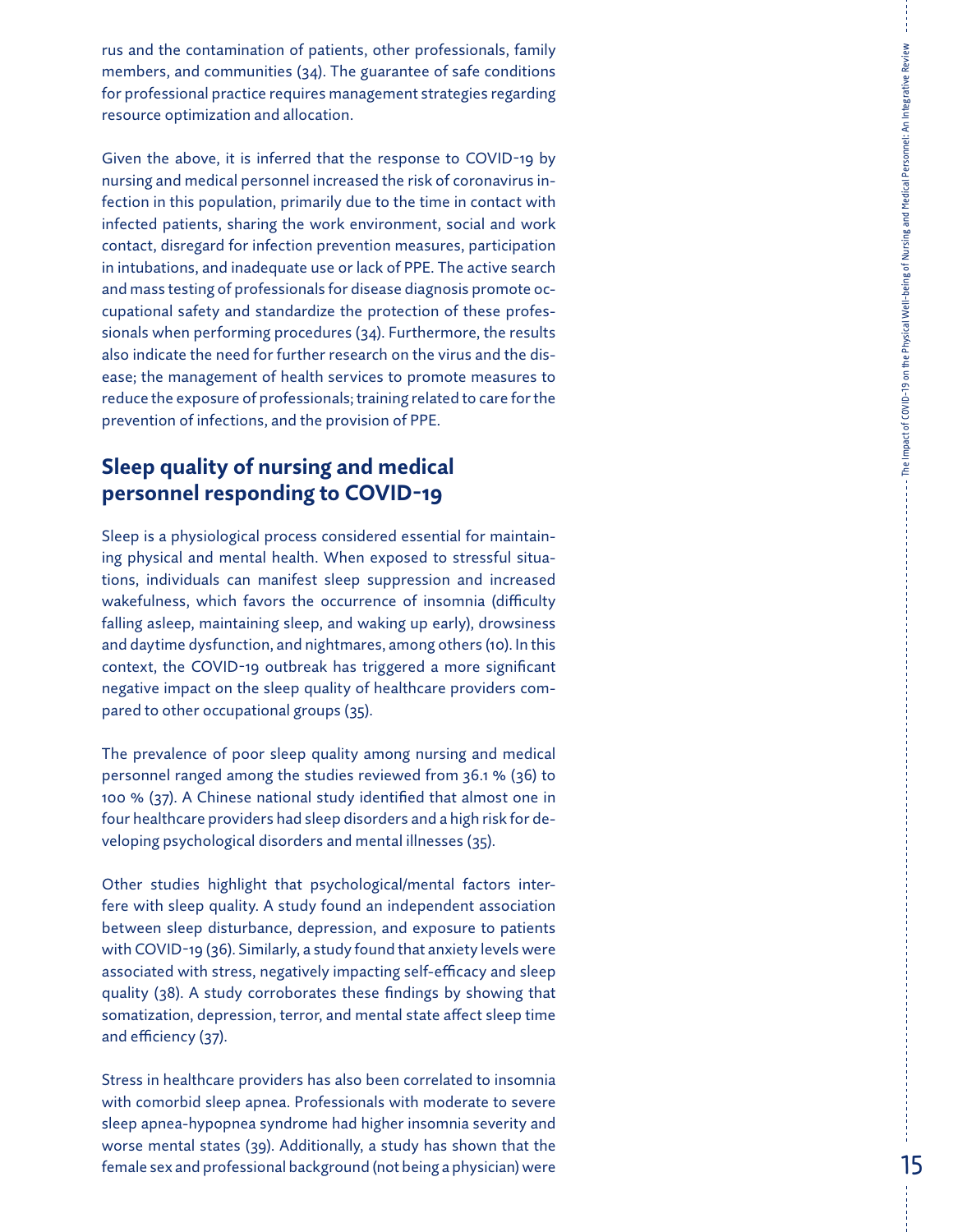rus and the contamination of patients, other professionals, family members, and communities (34). The guarantee of safe conditions for professional practice requires management strategies regarding resource optimization and allocation.

Given the above, it is inferred that the response to COVID-19 by nursing and medical personnel increased the risk of coronavirus infection in this population, primarily due to the time in contact with infected patients, sharing the work environment, social and work contact, disregard for infection prevention measures, participation in intubations, and inadequate use or lack of PPE. The active search and mass testing of professionals for disease diagnosis promote occupational safety and standardize the protection of these professionals when performing procedures (34). Furthermore, the results also indicate the need for further research on the virus and the disease; the management of health services to promote measures to reduce the exposure of professionals; training related to care for the prevention of infections, and the provision of PPE.

## Sleep quality of nursing and medical personnel responding to COVID-19

Sleep is a physiological process considered essential for maintaining physical and mental health. When exposed to stressful situations, individuals can manifest sleep suppression and increased wakefulness, which favors the occurrence of insomnia (difficulty falling asleep, maintaining sleep, and waking up early), drowsiness and daytime dysfunction, and nightmares, among others (10). In this context, the COVID-19 outbreak has triggered a more significant negative impact on the sleep quality of healthcare providers compared to other occupational groups (35).

The prevalence of poor sleep quality among nursing and medical personnel ranged among the studies reviewed from 36.1 % (36) to 100 % (37). A Chinese national study identified that almost one in four healthcare providers had sleep disorders and a high risk for developing psychological disorders and mental illnesses (35).

Other studies highlight that psychological/mental factors interfere with sleep quality. A study found an independent association between sleep disturbance, depression, and exposure to patients with COVID-19 (36). Similarly, a study found that anxiety levels were associated with stress, negatively impacting self-efficacy and sleep quality (38). A study corroborates these findings by showing that somatization, depression, terror, and mental state affect sleep time and efficiency (37).

Stress in healthcare providers has also been correlated to insomnia with comorbid sleep apnea. Professionals with moderate to severe sleep apnea-hypopnea syndrome had higher insomnia severity and worse mental states (39). Additionally, a study has shown that the female sex and professional background (not being a physician) were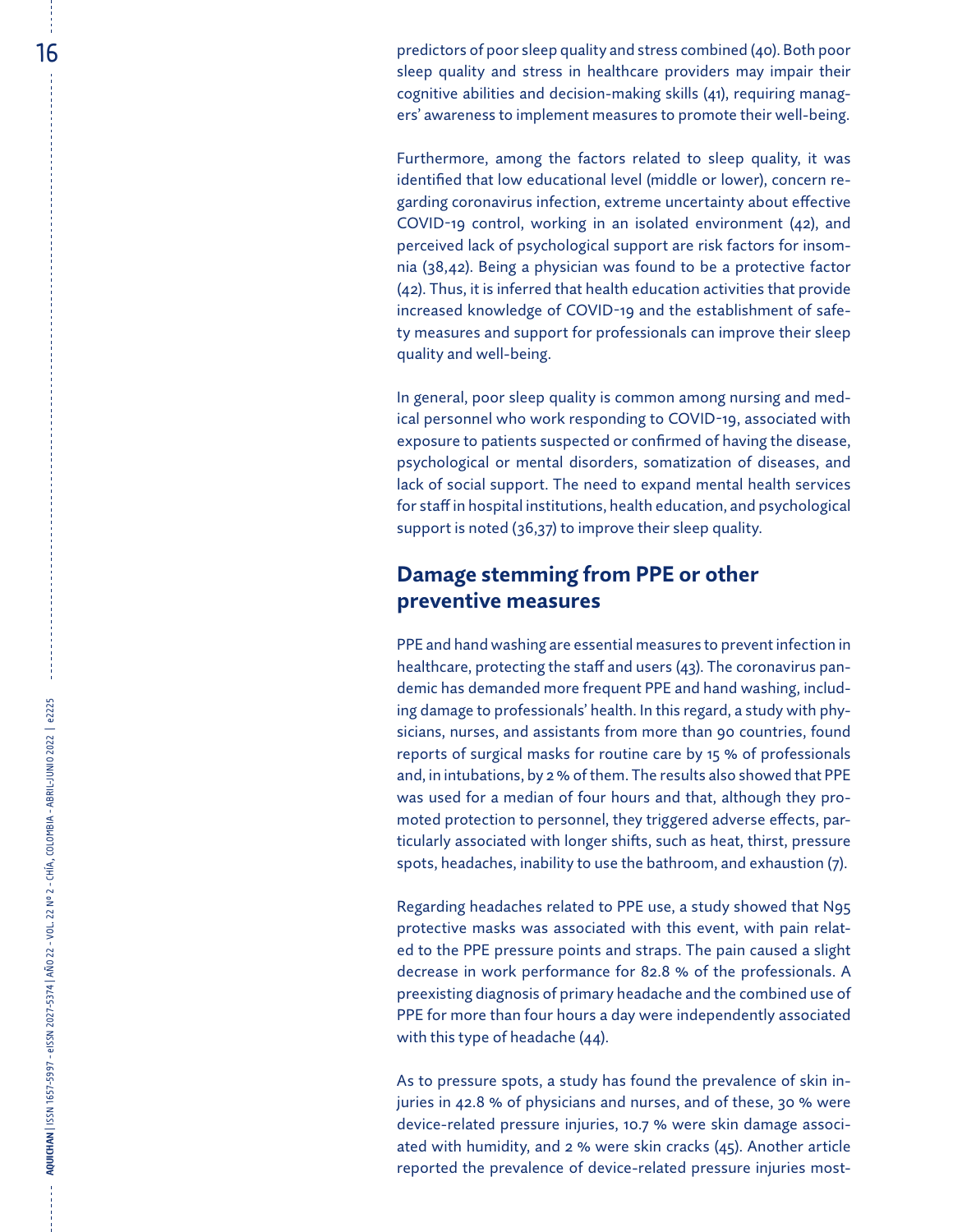predictors of poor sleep quality and stress combined (40). Both poor sleep quality and stress in healthcare providers may impair their cognitive abilities and decision-making skills (41), requiring managers' awareness to implement measures to promote their well-being.

Furthermore, among the factors related to sleep quality, it was identified that low educational level (middle or lower), concern regarding coronavirus infection, extreme uncertainty about effective COVID-19 control, working in an isolated environment (42), and perceived lack of psychological support are risk factors for insomnia (38,42). Being a physician was found to be a protective factor (42). Thus, it is inferred that health education activities that provide increased knowledge of COVID-19 and the establishment of safety measures and support for professionals can improve their sleep quality and well-being.

In general, poor sleep quality is common among nursing and medical personnel who work responding to COVID-19, associated with exposure to patients suspected or confirmed of having the disease, psychological or mental disorders, somatization of diseases, and lack of social support. The need to expand mental health services for staff in hospital institutions, health education, and psychological support is noted (36,37) to improve their sleep quality.

## Damage stemming from PPE or other preventive measures

PPE and hand washing are essential measures to prevent infection in healthcare, protecting the staff and users (43). The coronavirus pandemic has demanded more frequent PPE and hand washing, including damage to professionals' health. In this regard, a study with physicians, nurses, and assistants from more than 90 countries, found reports of surgical masks for routine care by 15 % of professionals and, in intubations, by 2 % of them. The results also showed that PPE was used for a median of four hours and that, although they promoted protection to personnel, they triggered adverse effects, particularly associated with longer shifts, such as heat, thirst, pressure spots, headaches, inability to use the bathroom, and exhaustion (7).

Regarding headaches related to PPE use, a study showed that N95 protective masks was associated with this event, with pain related to the PPE pressure points and straps. The pain caused a slight decrease in work performance for 82.8 % of the professionals. A preexisting diagnosis of primary headache and the combined use of PPE for more than four hours a day were independently associated with this type of headache (44).

As to pressure spots, a study has found the prevalence of skin injuries in 42.8 % of physicians and nurses, and of these, 30 % were device-related pressure injuries, 10.7 % were skin damage associated with humidity, and 2 % were skin cracks (45). Another article reported the prevalence of device-related pressure injuries most-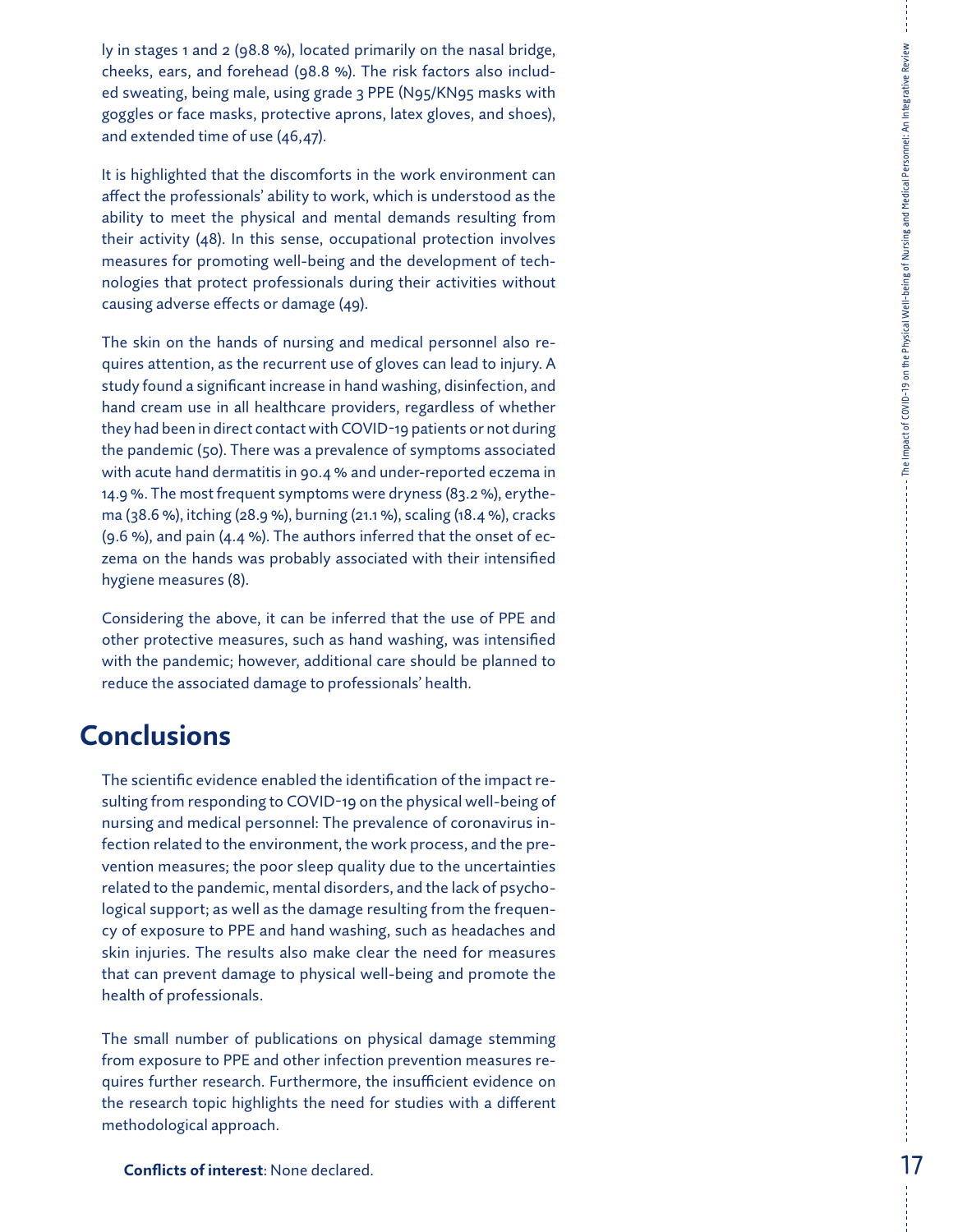ly in stages 1 and 2 (98.8 %), located primarily on the nasal bridge, cheeks, ears, and forehead (98.8 %). The risk factors also included sweating, being male, using grade 3 PPE (N95/KN95 masks with goggles or face masks, protective aprons, latex gloves, and shoes), and extended time of use (46,47).

It is highlighted that the discomforts in the work environment can affect the professionals' ability to work, which is understood as the ability to meet the physical and mental demands resulting from their activity (48). In this sense, occupational protection involves measures for promoting well-being and the development of technologies that protect professionals during their activities without causing adverse effects or damage (49).

The skin on the hands of nursing and medical personnel also requires attention, as the recurrent use of gloves can lead to injury. A study found a significant increase in hand washing, disinfection, and hand cream use in all healthcare providers, regardless of whether they had been in direct contact with COVID-19 patients or not during the pandemic (50). There was a prevalence of symptoms associated with acute hand dermatitis in 90.4 % and under-reported eczema in 14.9 %. The most frequent symptoms were dryness (83.2 %), erythema (38.6 %), itching (28.9 %), burning (21.1 %), scaling (18.4 %), cracks (9.6 %), and pain (4.4 %). The authors inferred that the onset of eczema on the hands was probably associated with their intensified hygiene measures (8).

Considering the above, it can be inferred that the use of PPE and other protective measures, such as hand washing, was intensified with the pandemic; however, additional care should be planned to reduce the associated damage to professionals' health.

## Conclusions

The scientific evidence enabled the identification of the impact resulting from responding to COVID-19 on the physical well-being of nursing and medical personnel: The prevalence of coronavirus infection related to the environment, the work process, and the prevention measures; the poor sleep quality due to the uncertainties related to the pandemic, mental disorders, and the lack of psychological support; as well as the damage resulting from the frequency of exposure to PPE and hand washing, such as headaches and skin injuries. The results also make clear the need for measures that can prevent damage to physical well-being and promote the health of professionals.

The small number of publications on physical damage stemming from exposure to PPE and other infection prevention measures requires further research. Furthermore, the insufficient evidence on the research topic highlights the need for studies with a different methodological approach.

**Conflicts of interest**: None declared.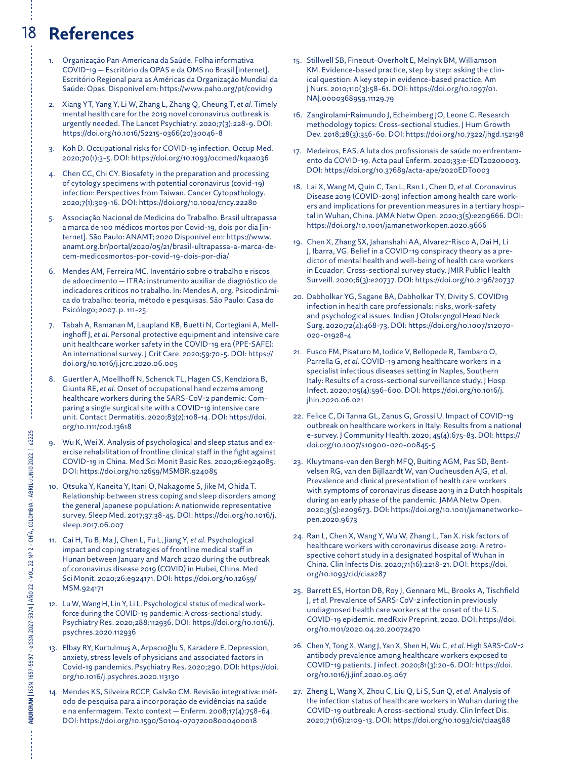# References

1. Organização Pan-Americana da Saúde. Folha informativa COVID-19 — Escritório da OPAS e da OMS no Brasil [internet]. Escritório Regional para as Américas da Organização Mundial da Saúde: Opas. Disponível em: https://www.paho.org/pt/covid19

2. Xiang YT, Yang Y, Li W, Zhang L, Zhang Q, Cheung T, *et al.* Timely mental health care for the 2019 novel coronavirus outbreak is urgently needed. The Lancet Psychiatry. 2020;7(3):228-9. DOI: https://doi.org/10.1016/S2215-0366(20)30046-8

3. Koh D. Occupational risks for COVID-19 infection. Occup Med. 2020;70(1):3-5. DOI: https://doi.org/10.1093/occmed/kqaa036

4. Chen CC, Chi CY. Biosafety in the preparation and processing of cytology specimens with potential coronavirus (covid-19) infection: Perspectives from Taiwan. Cancer Cytopathology. 2020;7(1):309-16. DOI: https://doi.org/10.1002/cncy.22280

5. Associação Nacional de Medicina do Trabalho. Brasil ultrapassa a marca de 100 médicos mortos por Covid-19, dois por dia [internet]. São Paulo: ANAMT; 2020 Disponível em: https://www.anamt.org.br/portal/2020/05/21/brasil-ultrapassa-a-marca-de-cem-medicosmortos-por-covid-19-dois-por-dia/

6. Mendes AM, Ferreira MC. Inventário sobre o trabalho e riscos de adoecimento — ITRA: instrumento auxiliar de diagnóstico de indicadores críticos no trabalho. In: Mendes A, org. Psicodinâmica do trabalho: teoria, método e pesquisas. São Paulo: Casa do Psicólogo; 2007. p. 111-25.

7. Tabah A, Ramanan M, Laupland KB, Buetti N, Cortegiani A, Mellinghoff J, *et al.* Personal protective equipment and intensive care unit healthcare worker safety in the COVID-19 era (PPE-SAFE): An international survey. J Crit Care. 2020;59:70-5. DOI: https://doi.org/10.1016/j.jcrc.2020.06.005

8. Guertler A, Moellhoff N, Schenck TL, Hagen CS, Kendziora B, Giunta RE, *et al.* Onset of occupational hand eczema among healthcare workers during the SARS-CoV-2 pandemic: Comparing a single surgical site with a COVID-19 intensive care unit. Contact Dermatitis. 2020;83(2):108-14. DOI: https://doi.org/10.1111/cod.13618

9. Wu K, Wei X. Analysis of psychological and sleep status and exercise rehabilitation of frontline clinical staff in the fight against COVID-19 in China. Med Sci Monit Basic Res. 2020;26:e924085. DOI: https://doi.org/10.12659/MSMBR.924085

10. Otsuka Y, Kaneita Y, Itani O, Nakagome S, Jike M, Ohida T. Relationship between stress coping and sleep disorders among the general Japanese population: A nationwide representative survey. Sleep Med. 2017;37:38-45. DOI: https://doi.org/10.1016/j.sleep.2017.06.007

11. Cai H, Tu B, Ma J, Chen L, Fu L, Jiang Y, *et al.* Psychological impact and coping strategies of frontline medical staff in Hunan between January and March 2020 during the outbreak of coronavirus disease 2019 (COVID) in Hubei, China. Med Sci Monit. 2020;26:e924171. DOI: https://doi.org/10.12659/MSM.924171

12. Lu W, Wang H, Lin Y, Li L. Psychological status of medical workforce during the COVID-19 pandemic: A cross-sectional study. Psychiatry Res. 2020;288:112936. DOI: https://doi.org/10.1016/j.psychres.2020.112936

13. Elbay RY, Kurtulmuş A, Arpacıoğlu S, Karadere E. Depression, anxiety, stress levels of physicians and associated factors in Covid-19 pandemics. Psychiatry Res. 2020;290. DOI: https://doi.org/10.1016/j.psychres.2020.113130

14. Mendes KS, Silveira RCCP, Galvão CM. Revisão integrativa: método de pesquisa para a incorporação de evidências na saúde e na enfermagem. Texto context — Enferm. 2008;17(4):758-64. DOI: https://doi.org/10.1590/S0104-07072008000400018

15. Stillwell SB, Fineout-Overholt E, Melnyk BM, Williamson KM. Evidence-based practice, step by step: asking the clinical question: A key step in evidence-based practice. Am J Nurs. 2010;110(3):58-61. DOI: https://doi.org/10.1097/01.NAJ.0000368959.11129.79

16. Zangirolami-Raimundo J, Echeimberg JO, Leone C. Research methodology topics: Cross-sectional studies. J Hum Growth Dev. 2018;28(3):356-60. DOI: https://doi.org/10.7322/jhgd.152198

17. Medeiros, EAS. A luta dos profissionais de saúde no enfrentamento da COVID-19. Acta paul Enferm. 2020;33:e-EDT20200003. DOI: https://doi.org/10.37689/acta-ape/2020EDT0003

18. Lai X, Wang M, Quin C, Tan L, Ran L, Chen D, *et al.* Coronavirus Disease 2019 (COVID-2019) infection among health care workers and implications for prevention measures in a tertiary hospital in Wuhan, China. JAMA Netw Open. 2020;3(5):e209666. DOI: https://doi.org/10.1001/jamanetworkopen.2020.9666

19. Chen X, Zhang SX, Jahanshahi AA, Alvarez-Risco A, Dai H, Li J, Ibarra, VG. Belief in a COVID-19 conspiracy theory as a predictor of mental health and well-being of health care workers in Ecuador: Cross-sectional survey study. JMIR Public Health Surveill. 2020;6(3):e20737. DOI: https://doi.org/10.2196/20737

20. Dabholkar YG, Sagane BA, Dabholkar TY, Divity S. COVID19 infection in health care professionals: risks, work-safety and psychological issues. Indian J Otolaryngol Head Neck Surg. 2020;72(4):468-73. DOI: https://doi.org/10.1007/s12070-020-01928-4

21. Fusco FM, Pisaturo M, Iodice V, Bellopede R, Tambaro O, Parrella G, *et al.* COVID-19 among healthcare workers in a specialist infectious diseases setting in Naples, Southern Italy: Results of a cross-sectional surveillance study. J Hosp Infect. 2020;105(4):596-600. DOI: https://doi.org/10.1016/j.jhin.2020.06.021

22. Felice C, Di Tanna GL, Zanus G, Grossi U. Impact of COVID-19 outbreak on healthcare workers in Italy: Results from a national e-survey. J Community Health. 2020; 45(4):675-83. DOI: https://doi.org/10.1007/s10900-020-00845-5

23. Kluytmans-van den Bergh MFQ, Buiting AGM, Pas SD, Bentvelsen RG, van den Bijllaardt W, van Oudheusden AJG, *et al.* Prevalence and clinical presentation of health care workers with symptoms of coronavirus disease 2019 in 2 Dutch hospitals during an early phase of the pandemic. JAMA Netw Open. 2020;3(5):e209673. DOI: https://doi.org/10.1001/jamanetworkopen.2020.9673

24. Ran L, Chen X, Wang Y, Wu W, Zhang L, Tan X. risk factors of healthcare workers with coronavirus disease 2019: A retrospective cohort study in a designated hospital of Wuhan in China. Clin Infects Dis. 2020;71(16):2218-21. DOI: https://doi.org/10.1093/cid/ciaa287

25. Barrett ES, Horton DB, Roy J, Gennaro ML, Brooks A, Tischfield J, *et al.* Prevalence of SARS-CoV-2 infection in previously undiagnosed health care workers at the onset of the U.S. COVID-19 epidemic. medRxiv Preprint. 2020. DOI: https://doi.org/10.1101/2020.04.20.20072470

26. Chen Y, Tong X, Wang J, Yan X, Shen H, Wu C, *et al.* High SARS-CoV-2 antibody prevalence among healthcare workers exposed to COVID-19 patients. J infect. 2020;81(3):20-6. DOI: https://doi.org/10.1016/j.jinf.2020.05.067

27. Zheng L, Wang X, Zhou C, Liu Q, Li S, Sun Q, *et al.* Analysis of the infection status of healthcare workers in Wuhan during the COVID-19 outbreak: A cross-sectional study. Clin Infect Dis. 2020;71(16):2109-13. DOI: https://doi.org/10.1093/cid/ciaa588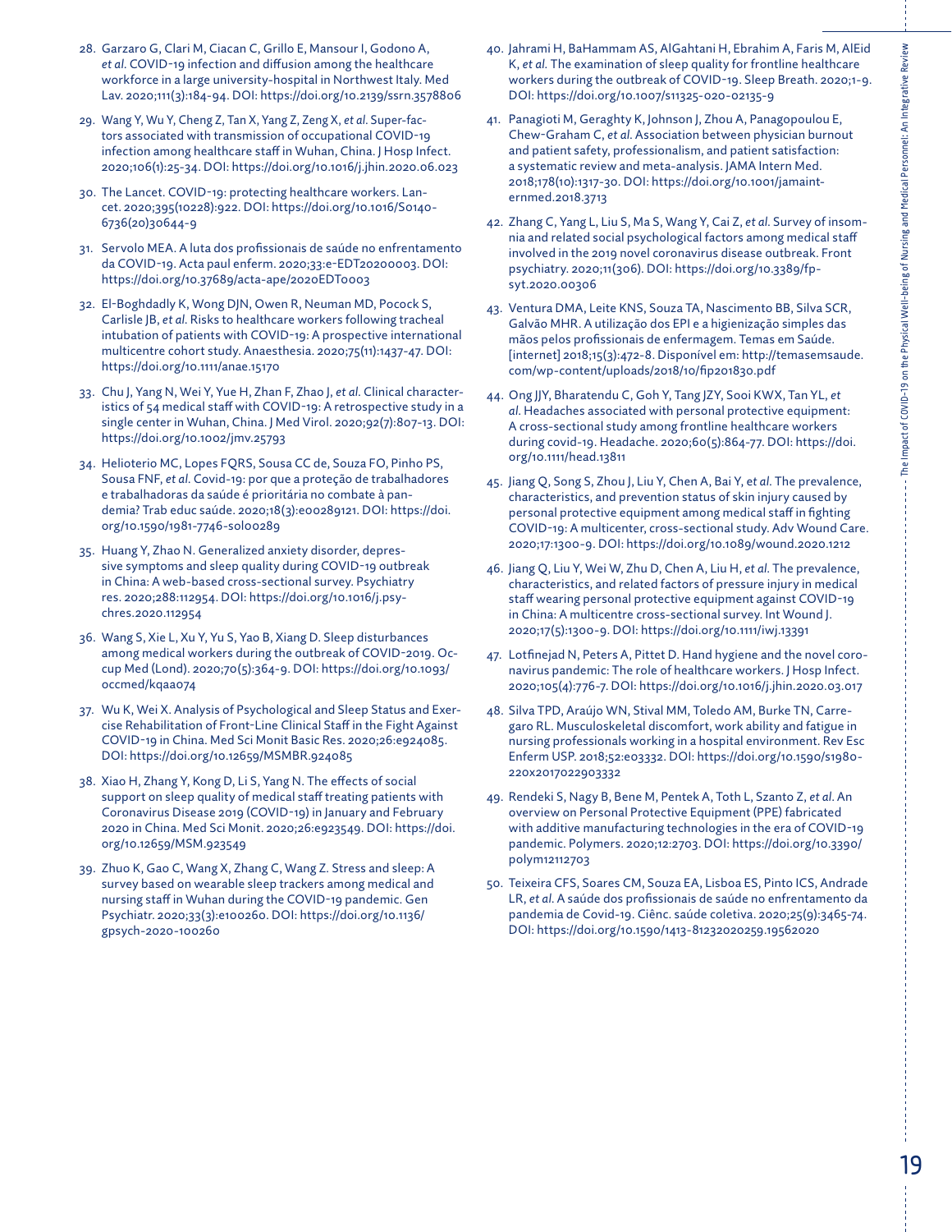28. Garzaro G, Clari M, Ciacan C, Grillo E, Mansour I, Godono A, *et al*. COVID-19 infection and diffusion among the healthcare workforce in a large university-hospital in Northwest Italy. Med Lav. 2020;111(3):184-94. DOI: https://doi.org/10.2139/ssrn.3578806

29. Wang Y, Wu Y, Cheng Z, Tan X, Yang Z, Zeng X, *et al*. Super-factors associated with transmission of occupational COVID-19 infection among healthcare staff in Wuhan, China. J Hosp Infect. 2020;106(1):25-34. DOI: https://doi.org/10.1016/j.jhin.2020.06.023

30. The Lancet. COVID-19: protecting healthcare workers. Lancet. 2020;395(10228):922. DOI: https://doi.org/10.1016/S0140-6736(20)30644-9

31. Servolo MEA. A luta dos profissionais de saúde no enfrentamento da COVID-19. Acta paul enferm. 2020;33:e-EDT20200003. DOI: https://doi.org/10.37689/acta-ape/2020EDT0003

32. El-Boghdadly K, Wong DJN, Owen R, Neuman MD, Pocock S, Carlisle JB, *et al*. Risks to healthcare workers following tracheal intubation of patients with COVID-19: A prospective international multicentre cohort study. Anaesthesia. 2020;75(11):1437-47. DOI: https://doi.org/10.1111/anae.15170

33. Chu J, Yang N, Wei Y, Yue H, Zhan F, Zhao J, *et al*. Clinical characteristics of 54 medical staff with COVID-19: A retrospective study in a single center in Wuhan, China. J Med Virol. 2020;92(7):807-13. DOI: https://doi.org/10.1002/jmv.25793

34. Helioterio MC, Lopes FQRS, Sousa CC de, Souza FO, Pinho PS, Sousa FNF, *et al*. Covid-19: por que a proteção de trabalhadores e trabalhadoras da saúde é prioritária no combate à pandemia? Trab educ saúde. 2020;18(3):e00289121. DOI: https://doi.org/10.1590/1981-7746-sol00289

35. Huang Y, Zhao N. Generalized anxiety disorder, depressive symptoms and sleep quality during COVID-19 outbreak in China: A web-based cross-sectional survey. Psychiatry res. 2020;288:112954. DOI: https://doi.org/10.1016/j.psychres.2020.112954

36. Wang S, Xie L, Xu Y, Yu S, Yao B, Xiang D. Sleep disturbances among medical workers during the outbreak of COVID-2019. Occup Med (Lond). 2020;70(5):364-9. DOI: https://doi.org/10.1093/occmed/kqaa074

37. Wu K, Wei X. Analysis of Psychological and Sleep Status and Exercise Rehabilitation of Front-Line Clinical Staff in the Fight Against COVID-19 in China. Med Sci Monit Basic Res. 2020;26:e924085. DOI: https://doi.org/10.12659/MSMBR.924085

38. Xiao H, Zhang Y, Kong D, Li S, Yang N. The effects of social support on sleep quality of medical staff treating patients with Coronavirus Disease 2019 (COVID-19) in January and February 2020 in China. Med Sci Monit. 2020;26:e923549. DOI: https://doi.org/10.12659/MSM.923549

39. Zhuo K, Gao C, Wang X, Zhang C, Wang Z. Stress and sleep: A survey based on wearable sleep trackers among medical and nursing staff in Wuhan during the COVID-19 pandemic. Gen Psychiatr. 2020;33(3):e100260. DOI: https://doi.org/10.1136/gpsych-2020-100260

40. Jahrami H, BaHammam AS, AlGahtani H, Ebrahim A, Faris M, AlEid K, *et al.* The examination of sleep quality for frontline healthcare workers during the outbreak of COVID-19. Sleep Breath. 2020;1-9. DOI: https://doi.org/10.1007/s11325-020-02135-9

41. Panagioti M, Geraghty K, Johnson J, Zhou A, Panagopoulou E, Chew-Graham C, *et al*. Association between physician burnout and patient safety, professionalism, and patient satisfaction: a systematic review and meta-analysis. JAMA Intern Med. 2018;178(10):1317-30. DOI: https://doi.org/10.1001/jamainternmed.2018.3713

42. Zhang C, Yang L, Liu S, Ma S, Wang Y, Cai Z, *et al*. Survey of insomnia and related social psychological factors among medical staff involved in the 2019 novel coronavirus disease outbreak. Front psychiatry. 2020;11(306). DOI: https://doi.org/10.3389/fpsyt.2020.00306

43. Ventura DMA, Leite KNS, Souza TA, Nascimento BB, Silva SCR, Galvão MHR. A utilização dos EPI e a higienização simples das mãos pelos profissionais de enfermagem. Temas em Saúde. [internet] 2018;15(3):472-8. Disponível em: http://temasemsaude.com/wp-content/uploads/2018/10/fip201830.pdf

44. Ong JJY, Bharatendu C, Goh Y, Tang JZY, Sooi KWX, Tan YL, *et al*. Headaches associated with personal protective equipment: A cross-sectional study among frontline healthcare workers during covid-19. Headache. 2020;60(5):864-77. DOI: https://doi.org/10.1111/head.13811

45. Jiang Q, Song S, Zhou J, Liu Y, Chen A, Bai Y, *et al*. The prevalence, characteristics, and prevention status of skin injury caused by personal protective equipment among medical staff in fighting COVID-19: A multicenter, cross-sectional study. Adv Wound Care. 2020;17:1300-9. DOI: https://doi.org/10.1089/wound.2020.1212

46. Jiang Q, Liu Y, Wei W, Zhu D, Chen A, Liu H, *et al*. The prevalence, characteristics, and related factors of pressure injury in medical staff wearing personal protective equipment against COVID-19 in China: A multicentre cross-sectional survey. Int Wound J. 2020;17(5):1300-9. DOI: https://doi.org/10.1111/iwj.13391

47. Lotfinejad N, Peters A, Pittet D. Hand hygiene and the novel coronavirus pandemic: The role of healthcare workers. J Hosp Infect. 2020;105(4):776-7. DOI: https://doi.org/10.1016/j.jhin.2020.03.017

48. Silva TPD, Araújo WN, Stival MM, Toledo AM, Burke TN, Carregaro RL. Musculoskeletal discomfort, work ability and fatigue in nursing professionals working in a hospital environment. Rev Esc Enferm USP. 2018;52:e03332. DOI: https://doi.org/10.1590/s1980-220x2017022903332

49. Rendeki S, Nagy B, Bene M, Pentek A, Toth L, Szanto Z, *et al*. An overview on Personal Protective Equipment (PPE) fabricated with additive manufacturing technologies in the era of COVID-19 pandemic. Polymers. 2020;12:2703. DOI: https://doi.org/10.3390/polym12112703

50. Teixeira CFS, Soares CM, Souza EA, Lisboa ES, Pinto ICS, Andrade LR, *et al*. A saúde dos profissionais de saúde no enfrentamento da pandemia de Covid-19. Ciênc. saúde coletiva. 2020;25(9):3465-74. DOI: https://doi.org/10.1590/1413-81232020259.19562020